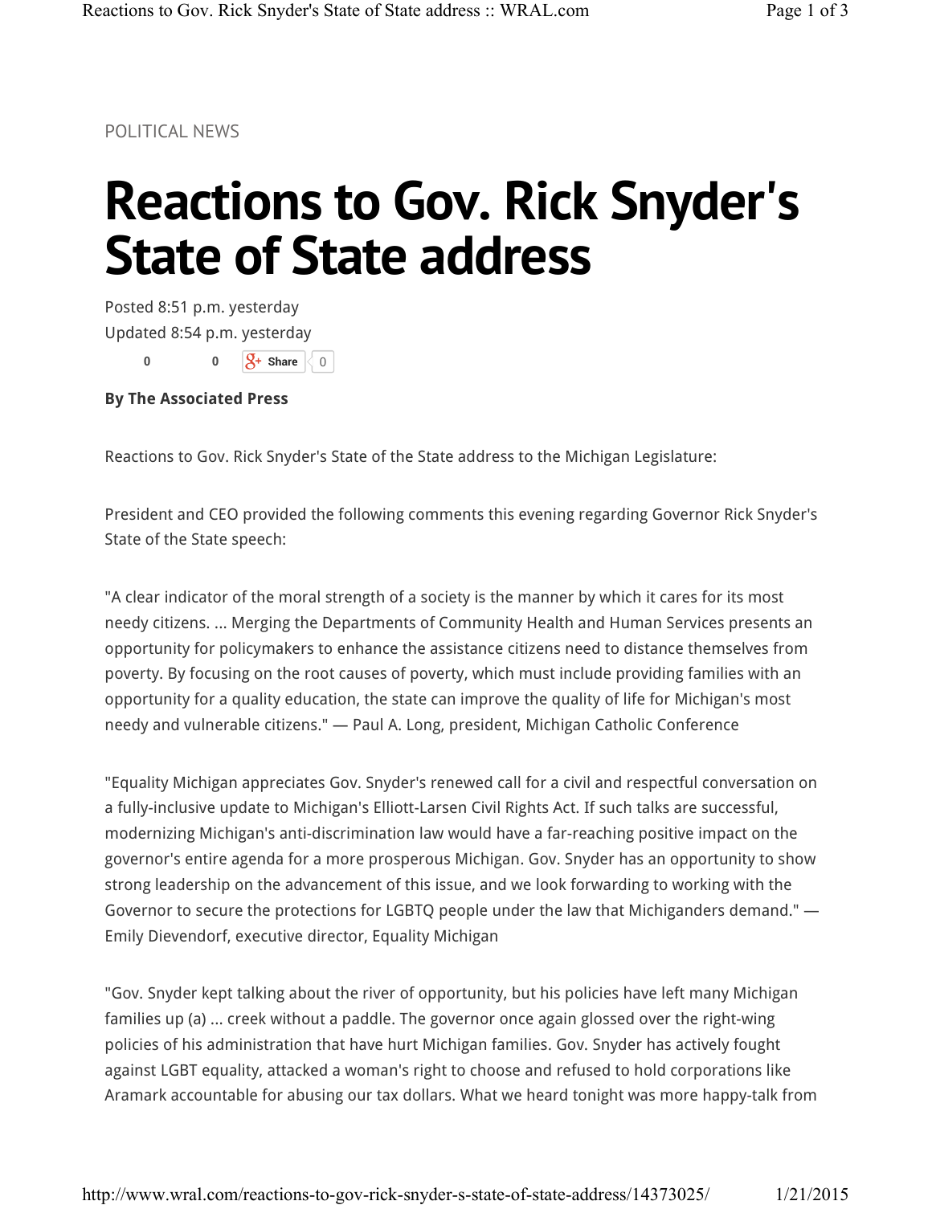POLITICAL NEWS

# Reactions to Gov. Rick Snyder's State of State address

Posted 8:51 p.m. yesterday
Updated 8:54 p.m. yesterday

0 0 Share 0

**By The Associated Press**

Reactions to Gov. Rick Snyder's State of the State address to the Michigan Legislature:

President and CEO provided the following comments this evening regarding Governor Rick Snyder's State of the State speech:

"A clear indicator of the moral strength of a society is the manner by which it cares for its most needy citizens. ... Merging the Departments of Community Health and Human Services presents an opportunity for policymakers to enhance the assistance citizens need to distance themselves from poverty. By focusing on the root causes of poverty, which must include providing families with an opportunity for a quality education, the state can improve the quality of life for Michigan's most needy and vulnerable citizens." — Paul A. Long, president, Michigan Catholic Conference

"Equality Michigan appreciates Gov. Snyder's renewed call for a civil and respectful conversation on a fully-inclusive update to Michigan's Elliott-Larsen Civil Rights Act. If such talks are successful, modernizing Michigan's anti-discrimination law would have a far-reaching positive impact on the governor's entire agenda for a more prosperous Michigan. Gov. Snyder has an opportunity to show strong leadership on the advancement of this issue, and we look forwarding to working with the Governor to secure the protections for LGBTQ people under the law that Michiganders demand." — Emily Dievendorf, executive director, Equality Michigan

"Gov. Snyder kept talking about the river of opportunity, but his policies have left many Michigan families up (a) ... creek without a paddle. The governor once again glossed over the right-wing policies of his administration that have hurt Michigan families. Gov. Snyder has actively fought against LGBT equality, attacked a woman's right to choose and refused to hold corporations like Aramark accountable for abusing our tax dollars. What we heard tonight was more happy-talk from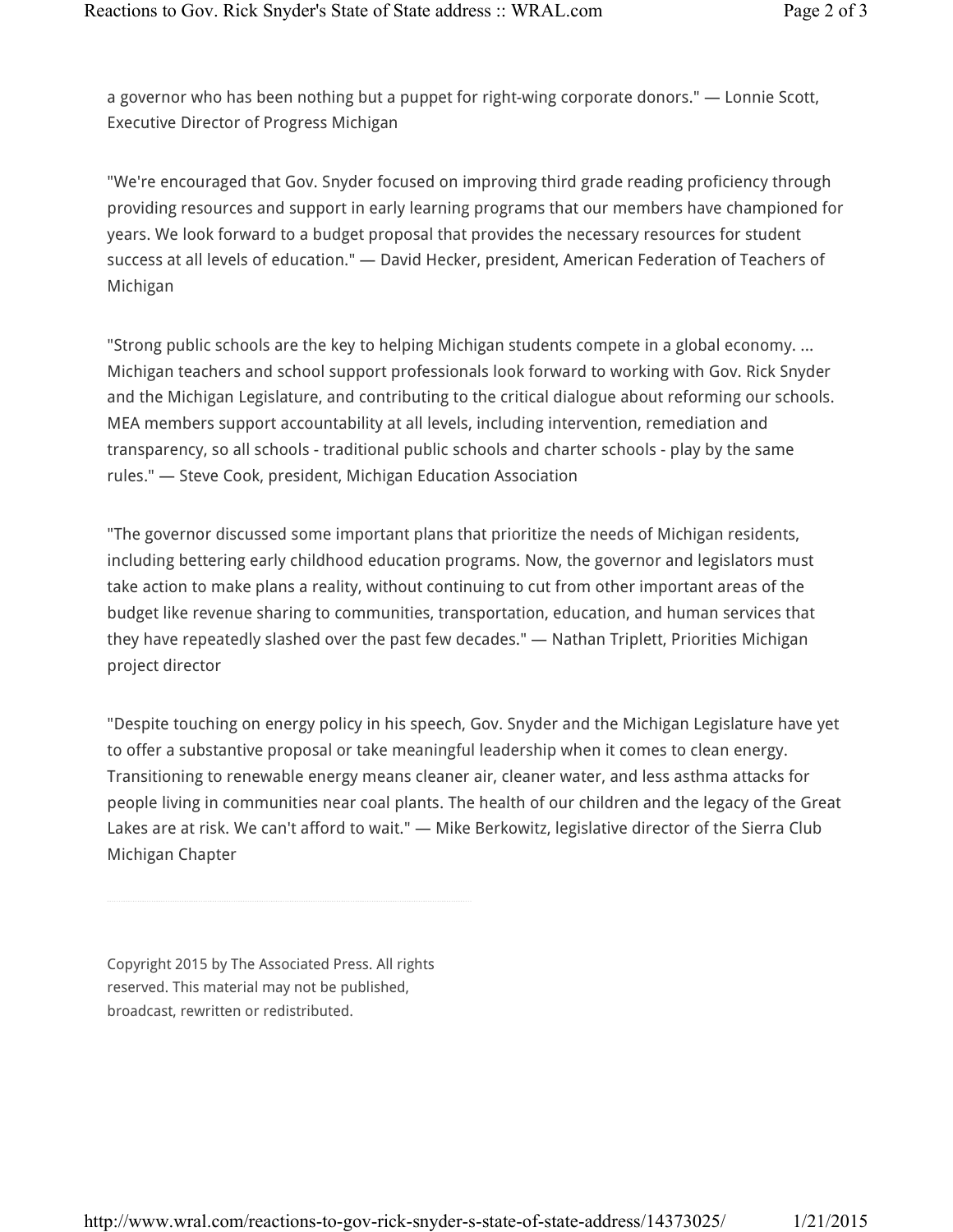a governor who has been nothing but a puppet for right-wing corporate donors." — Lonnie Scott, Executive Director of Progress Michigan

"We're encouraged that Gov. Snyder focused on improving third grade reading proficiency through providing resources and support in early learning programs that our members have championed for years. We look forward to a budget proposal that provides the necessary resources for student success at all levels of education." — David Hecker, president, American Federation of Teachers of Michigan

"Strong public schools are the key to helping Michigan students compete in a global economy. ... Michigan teachers and school support professionals look forward to working with Gov. Rick Snyder and the Michigan Legislature, and contributing to the critical dialogue about reforming our schools. MEA members support accountability at all levels, including intervention, remediation and transparency, so all schools - traditional public schools and charter schools - play by the same rules." — Steve Cook, president, Michigan Education Association

"The governor discussed some important plans that prioritize the needs of Michigan residents, including bettering early childhood education programs. Now, the governor and legislators must take action to make plans a reality, without continuing to cut from other important areas of the budget like revenue sharing to communities, transportation, education, and human services that they have repeatedly slashed over the past few decades." — Nathan Triplett, Priorities Michigan project director

"Despite touching on energy policy in his speech, Gov. Snyder and the Michigan Legislature have yet to offer a substantive proposal or take meaningful leadership when it comes to clean energy. Transitioning to renewable energy means cleaner air, cleaner water, and less asthma attacks for people living in communities near coal plants. The health of our children and the legacy of the Great Lakes are at risk. We can't afford to wait." — Mike Berkowitz, legislative director of the Sierra Club Michigan Chapter

---

Copyright 2015 by The Associated Press. All rights reserved. This material may not be published, broadcast, rewritten or redistributed.